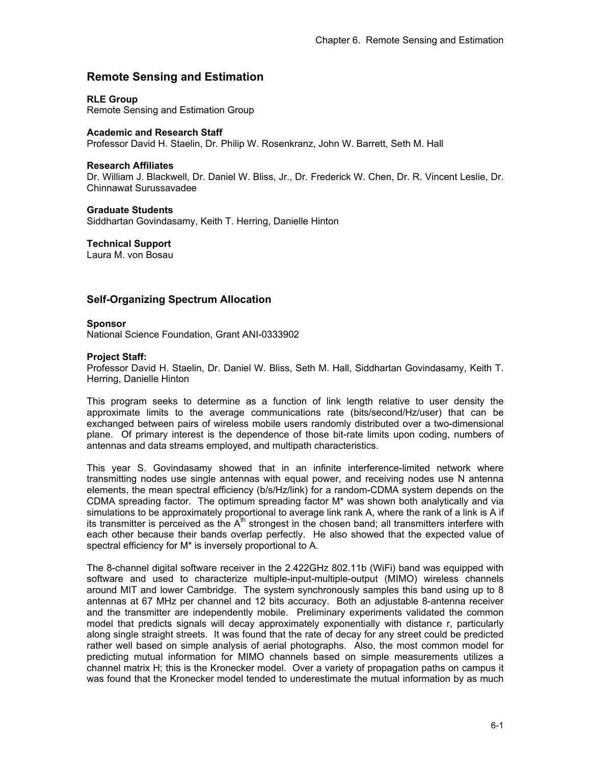# Remote Sensing and Estimation

**RLE Group**
Remote Sensing and Estimation Group

**Academic and Research Staff**
Professor David H. Staelin, Dr. Philip W. Rosenkranz, John W. Barrett, Seth M. Hall

**Research Affiliates**
Dr. William J. Blackwell, Dr. Daniel W. Bliss, Jr., Dr. Frederick W. Chen, Dr. R. Vincent Leslie, Dr. Chinnawat Surussavadee

**Graduate Students**
Siddhartan Govindasamy, Keith T. Herring, Danielle Hinton

**Technical Support**
Laura M. von Bosau

## Self-Organizing Spectrum Allocation

**Sponsor**
National Science Foundation, Grant ANI-0333902

**Project Staff:**
Professor David H. Staelin, Dr. Daniel W. Bliss, Seth M. Hall, Siddhartan Govindasamy, Keith T. Herring, Danielle Hinton

This program seeks to determine as a function of link length relative to user density the approximate limits to the average communications rate (bits/second/Hz/user) that can be exchanged between pairs of wireless mobile users randomly distributed over a two-dimensional plane. Of primary interest is the dependence of those bit-rate limits upon coding, numbers of antennas and data streams employed, and multipath characteristics.

This year S. Govindasamy showed that in an infinite interference-limited network where transmitting nodes use single antennas with equal power, and receiving nodes use N antenna elements, the mean spectral efficiency (b/s/Hz/link) for a random-CDMA system depends on the CDMA spreading factor. The optimum spreading factor M* was shown both analytically and via simulations to be approximately proportional to average link rank A, where the rank of a link is A if its transmitter is perceived as the $A^{th}$ strongest in the chosen band; all transmitters interfere with each other because their bands overlap perfectly. He also showed that the expected value of spectral efficiency for M* is inversely proportional to A.

The 8-channel digital software receiver in the 2.422GHz 802.11b (WiFi) band was equipped with software and used to characterize multiple-input-multiple-output (MIMO) wireless channels around MIT and lower Cambridge. The system synchronously samples this band using up to 8 antennas at 67 MHz per channel and 12 bits accuracy. Both an adjustable 8-antenna receiver and the transmitter are independently mobile. Preliminary experiments validated the common model that predicts signals will decay approximately exponentially with distance r, particularly along single straight streets. It was found that the rate of decay for any street could be predicted rather well based on simple analysis of aerial photographs. Also, the most common model for predicting mutual information for MIMO channels based on simple measurements utilizes a channel matrix H; this is the Kronecker model. Over a variety of propagation paths on campus it was found that the Kronecker model tended to underestimate the mutual information by as much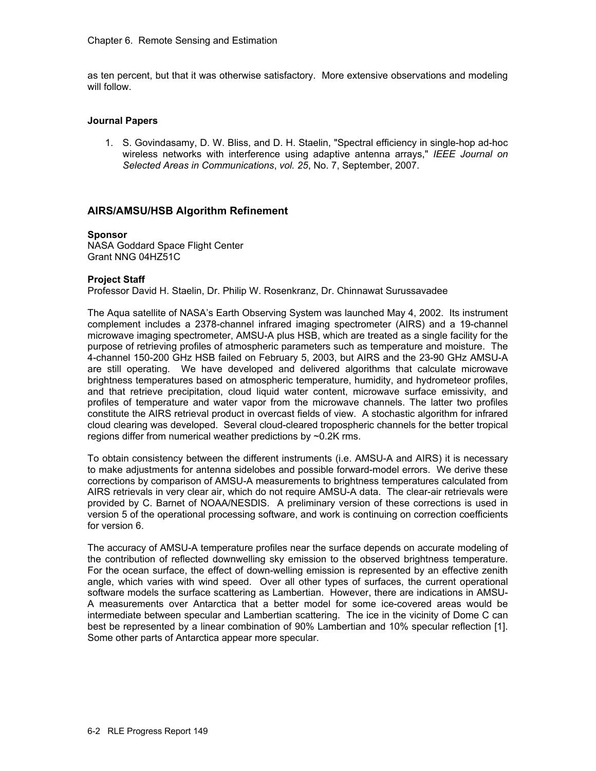as ten percent, but that it was otherwise satisfactory. More extensive observations and modeling will follow.

**Journal Papers**

1. S. Govindasamy, D. W. Bliss, and D. H. Staelin, "Spectral efficiency in single-hop ad-hoc wireless networks with interference using adaptive antenna arrays," *IEEE Journal on Selected Areas in Communications*, *vol. 25*, No. 7, September, 2007.

## AIRS/AMSU/HSB Algorithm Refinement

**Sponsor**
NASA Goddard Space Flight Center
Grant NNG 04HZ51C

**Project Staff**
Professor David H. Staelin, Dr. Philip W. Rosenkranz, Dr. Chinnawat Surussavadee

The Aqua satellite of NASA's Earth Observing System was launched May 4, 2002. Its instrument complement includes a 2378-channel infrared imaging spectrometer (AIRS) and a 19-channel microwave imaging spectrometer, AMSU-A plus HSB, which are treated as a single facility for the purpose of retrieving profiles of atmospheric parameters such as temperature and moisture. The 4-channel 150-200 GHz HSB failed on February 5, 2003, but AIRS and the 23-90 GHz AMSU-A are still operating. We have developed and delivered algorithms that calculate microwave brightness temperatures based on atmospheric temperature, humidity, and hydrometeor profiles, and that retrieve precipitation, cloud liquid water content, microwave surface emissivity, and profiles of temperature and water vapor from the microwave channels. The latter two profiles constitute the AIRS retrieval product in overcast fields of view. A stochastic algorithm for infrared cloud clearing was developed. Several cloud-cleared tropospheric channels for the better tropical regions differ from numerical weather predictions by ~0.2K rms.

To obtain consistency between the different instruments (i.e. AMSU-A and AIRS) it is necessary to make adjustments for antenna sidelobes and possible forward-model errors. We derive these corrections by comparison of AMSU-A measurements to brightness temperatures calculated from AIRS retrievals in very clear air, which do not require AMSU-A data. The clear-air retrievals were provided by C. Barnet of NOAA/NESDIS. A preliminary version of these corrections is used in version 5 of the operational processing software, and work is continuing on correction coefficients for version 6.

The accuracy of AMSU-A temperature profiles near the surface depends on accurate modeling of the contribution of reflected downwelling sky emission to the observed brightness temperature. For the ocean surface, the effect of down-welling emission is represented by an effective zenith angle, which varies with wind speed. Over all other types of surfaces, the current operational software models the surface scattering as Lambertian. However, there are indications in AMSU-A measurements over Antarctica that a better model for some ice-covered areas would be intermediate between specular and Lambertian scattering. The ice in the vicinity of Dome C can best be represented by a linear combination of 90% Lambertian and 10% specular reflection [1]. Some other parts of Antarctica appear more specular.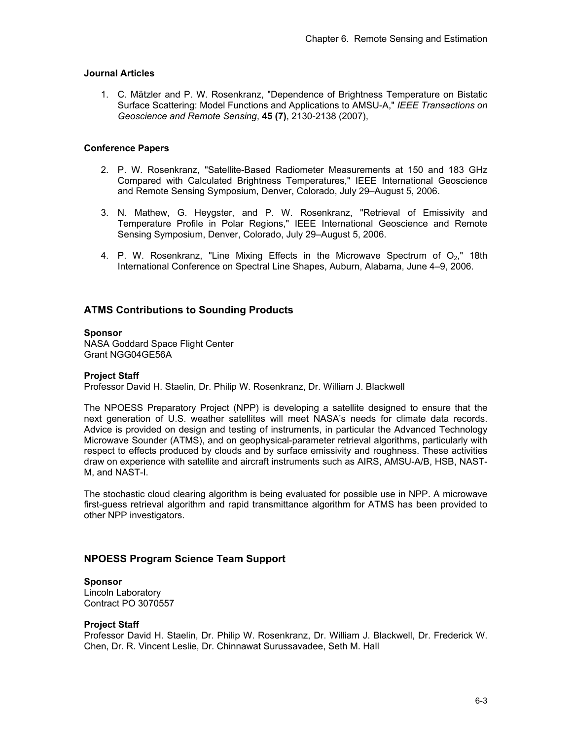#### Journal Articles

1. C. Mätzler and P. W. Rosenkranz, "Dependence of Brightness Temperature on Bistatic Surface Scattering: Model Functions and Applications to AMSU-A," *IEEE Transactions on Geoscience and Remote Sensing*, **45 (7)**, 2130-2138 (2007),

#### Conference Papers

2. P. W. Rosenkranz, "Satellite-Based Radiometer Measurements at 150 and 183 GHz Compared with Calculated Brightness Temperatures," IEEE International Geoscience and Remote Sensing Symposium, Denver, Colorado, July 29–August 5, 2006.

3. N. Mathew, G. Heygster, and P. W. Rosenkranz, "Retrieval of Emissivity and Temperature Profile in Polar Regions," IEEE International Geoscience and Remote Sensing Symposium, Denver, Colorado, July 29–August 5, 2006.

4. P. W. Rosenkranz, "Line Mixing Effects in the Microwave Spectrum of $O_2$," 18th International Conference on Spectral Line Shapes, Auburn, Alabama, June 4–9, 2006.

## ATMS Contributions to Sounding Products

**Sponsor**
NASA Goddard Space Flight Center
Grant NGG04GE56A

**Project Staff**
Professor David H. Staelin, Dr. Philip W. Rosenkranz, Dr. William J. Blackwell

The NPOESS Preparatory Project (NPP) is developing a satellite designed to ensure that the next generation of U.S. weather satellites will meet NASA's needs for climate data records. Advice is provided on design and testing of instruments, in particular the Advanced Technology Microwave Sounder (ATMS), and on geophysical-parameter retrieval algorithms, particularly with respect to effects produced by clouds and by surface emissivity and roughness. These activities draw on experience with satellite and aircraft instruments such as AIRS, AMSU-A/B, HSB, NAST-M, and NAST-I.

The stochastic cloud clearing algorithm is being evaluated for possible use in NPP. A microwave first-guess retrieval algorithm and rapid transmittance algorithm for ATMS has been provided to other NPP investigators.

## NPOESS Program Science Team Support

**Sponsor**
Lincoln Laboratory
Contract PO 3070557

**Project Staff**
Professor David H. Staelin, Dr. Philip W. Rosenkranz, Dr. William J. Blackwell, Dr. Frederick W. Chen, Dr. R. Vincent Leslie, Dr. Chinnawat Surussavadee, Seth M. Hall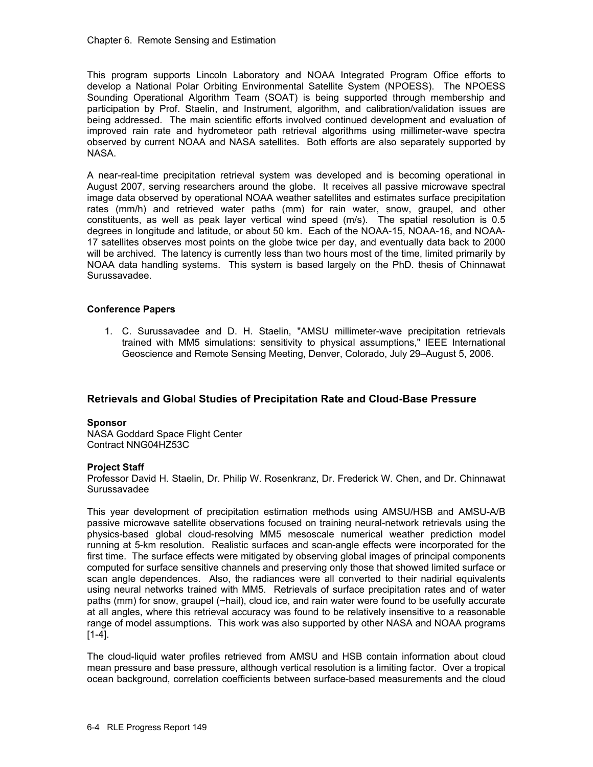This program supports Lincoln Laboratory and NOAA Integrated Program Office efforts to develop a National Polar Orbiting Environmental Satellite System (NPOESS). The NPOESS Sounding Operational Algorithm Team (SOAT) is being supported through membership and participation by Prof. Staelin, and Instrument, algorithm, and calibration/validation issues are being addressed. The main scientific efforts involved continued development and evaluation of improved rain rate and hydrometeor path retrieval algorithms using millimeter-wave spectra observed by current NOAA and NASA satellites. Both efforts are also separately supported by NASA.

A near-real-time precipitation retrieval system was developed and is becoming operational in August 2007, serving researchers around the globe. It receives all passive microwave spectral image data observed by operational NOAA weather satellites and estimates surface precipitation rates (mm/h) and retrieved water paths (mm) for rain water, snow, graupel, and other constituents, as well as peak layer vertical wind speed (m/s). The spatial resolution is 0.5 degrees in longitude and latitude, or about 50 km. Each of the NOAA-15, NOAA-16, and NOAA-17 satellites observes most points on the globe twice per day, and eventually data back to 2000 will be archived. The latency is currently less than two hours most of the time, limited primarily by NOAA data handling systems. This system is based largely on the PhD. thesis of Chinnawat Surussavadee.

**Conference Papers**

1. C. Surussavadee and D. H. Staelin, "AMSU millimeter-wave precipitation retrievals trained with MM5 simulations: sensitivity to physical assumptions," IEEE International Geoscience and Remote Sensing Meeting, Denver, Colorado, July 29–August 5, 2006.

## Retrievals and Global Studies of Precipitation Rate and Cloud-Base Pressure

**Sponsor**
NASA Goddard Space Flight Center
Contract NNG04HZ53C

**Project Staff**
Professor David H. Staelin, Dr. Philip W. Rosenkranz, Dr. Frederick W. Chen, and Dr. Chinnawat Surussavadee

This year development of precipitation estimation methods using AMSU/HSB and AMSU-A/B passive microwave satellite observations focused on training neural-network retrievals using the physics-based global cloud-resolving MM5 mesoscale numerical weather prediction model running at 5-km resolution. Realistic surfaces and scan-angle effects were incorporated for the first time. The surface effects were mitigated by observing global images of principal components computed for surface sensitive channels and preserving only those that showed limited surface or scan angle dependences. Also, the radiances were all converted to their nadirial equivalents using neural networks trained with MM5. Retrievals of surface precipitation rates and of water paths (mm) for snow, graupel (~hail), cloud ice, and rain water were found to be usefully accurate at all angles, where this retrieval accuracy was found to be relatively insensitive to a reasonable range of model assumptions. This work was also supported by other NASA and NOAA programs [1-4].

The cloud-liquid water profiles retrieved from AMSU and HSB contain information about cloud mean pressure and base pressure, although vertical resolution is a limiting factor. Over a tropical ocean background, correlation coefficients between surface-based measurements and the cloud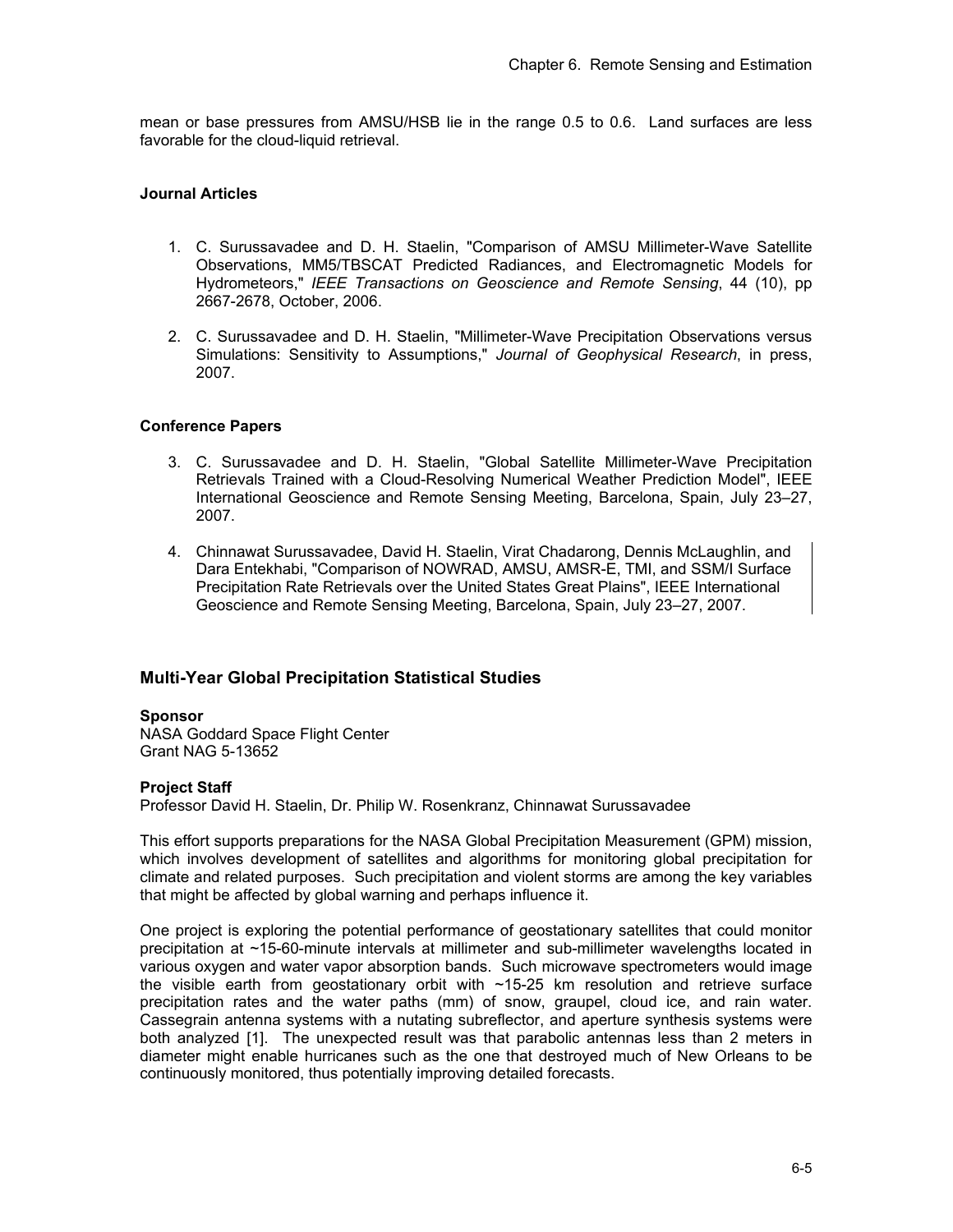mean or base pressures from AMSU/HSB lie in the range 0.5 to 0.6. Land surfaces are less favorable for the cloud-liquid retrieval.

#### Journal Articles

1. C. Surussavadee and D. H. Staelin, "Comparison of AMSU Millimeter-Wave Satellite Observations, MM5/TBSCAT Predicted Radiances, and Electromagnetic Models for Hydrometeors," *IEEE Transactions on Geoscience and Remote Sensing*, 44 (10), pp 2667-2678, October, 2006.

2. C. Surussavadee and D. H. Staelin, "Millimeter-Wave Precipitation Observations versus Simulations: Sensitivity to Assumptions," *Journal of Geophysical Research*, in press, 2007.

#### Conference Papers

3. C. Surussavadee and D. H. Staelin, "Global Satellite Millimeter-Wave Precipitation Retrievals Trained with a Cloud-Resolving Numerical Weather Prediction Model", IEEE International Geoscience and Remote Sensing Meeting, Barcelona, Spain, July 23–27, 2007.

4. Chinnawat Surussavadee, David H. Staelin, Virat Chadarong, Dennis McLaughlin, and Dara Entekhabi, "Comparison of NOWRAD, AMSU, AMSR-E, TMI, and SSM/I Surface Precipitation Rate Retrievals over the United States Great Plains", IEEE International Geoscience and Remote Sensing Meeting, Barcelona, Spain, July 23–27, 2007.

### Multi-Year Global Precipitation Statistical Studies

**Sponsor**
NASA Goddard Space Flight Center
Grant NAG 5-13652

**Project Staff**
Professor David H. Staelin, Dr. Philip W. Rosenkranz, Chinnawat Surussavadee

This effort supports preparations for the NASA Global Precipitation Measurement (GPM) mission, which involves development of satellites and algorithms for monitoring global precipitation for climate and related purposes. Such precipitation and violent storms are among the key variables that might be affected by global warning and perhaps influence it.

One project is exploring the potential performance of geostationary satellites that could monitor precipitation at ~15-60-minute intervals at millimeter and sub-millimeter wavelengths located in various oxygen and water vapor absorption bands. Such microwave spectrometers would image the visible earth from geostationary orbit with ~15-25 km resolution and retrieve surface precipitation rates and the water paths (mm) of snow, graupel, cloud ice, and rain water. Cassegrain antenna systems with a nutating subreflector, and aperture synthesis systems were both analyzed [1]. The unexpected result was that parabolic antennas less than 2 meters in diameter might enable hurricanes such as the one that destroyed much of New Orleans to be continuously monitored, thus potentially improving detailed forecasts.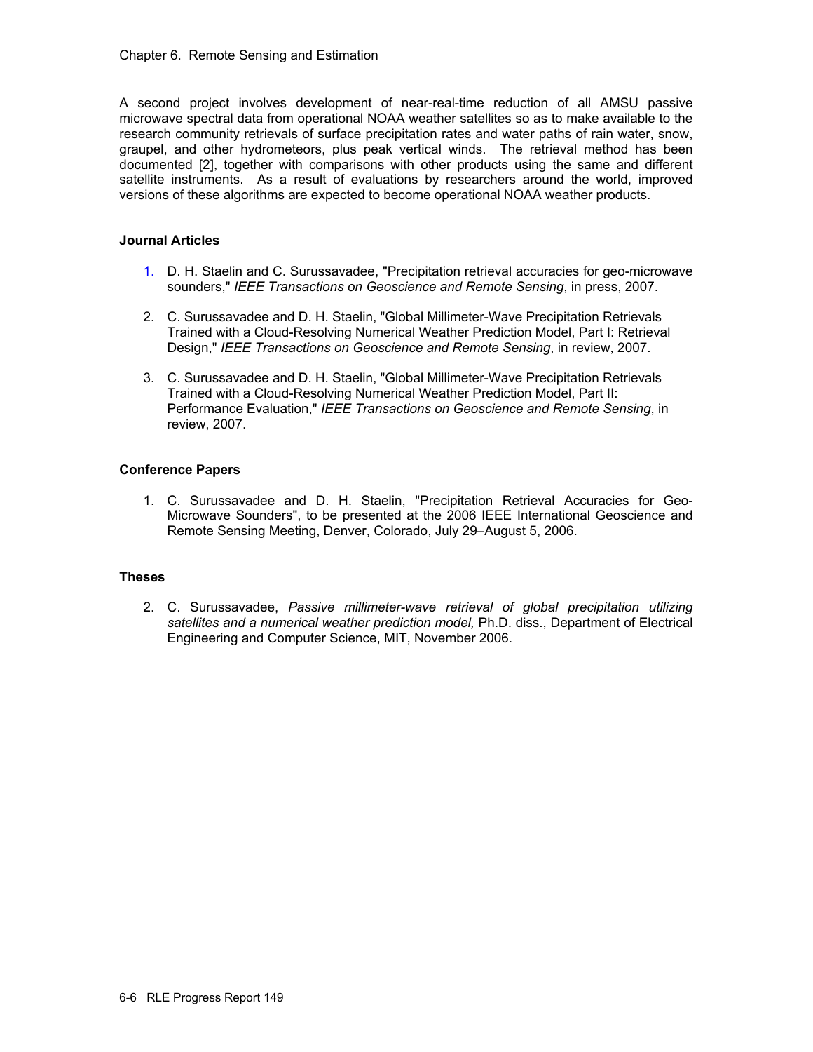A second project involves development of near-real-time reduction of all AMSU passive microwave spectral data from operational NOAA weather satellites so as to make available to the research community retrievals of surface precipitation rates and water paths of rain water, snow, graupel, and other hydrometeors, plus peak vertical winds. The retrieval method has been documented [2], together with comparisons with other products using the same and different satellite instruments. As a result of evaluations by researchers around the world, improved versions of these algorithms are expected to become operational NOAA weather products.

### Journal Articles

1. D. H. Staelin and C. Surussavadee, "Precipitation retrieval accuracies for geo-microwave sounders," *IEEE Transactions on Geoscience and Remote Sensing*, in press, 2007.

2. C. Surussavadee and D. H. Staelin, "Global Millimeter-Wave Precipitation Retrievals Trained with a Cloud-Resolving Numerical Weather Prediction Model, Part I: Retrieval Design," *IEEE Transactions on Geoscience and Remote Sensing*, in review, 2007.

3. C. Surussavadee and D. H. Staelin, "Global Millimeter-Wave Precipitation Retrievals Trained with a Cloud-Resolving Numerical Weather Prediction Model, Part II: Performance Evaluation," *IEEE Transactions on Geoscience and Remote Sensing*, in review, 2007.

### Conference Papers

1. C. Surussavadee and D. H. Staelin, "Precipitation Retrieval Accuracies for Geo-Microwave Sounders", to be presented at the 2006 IEEE International Geoscience and Remote Sensing Meeting, Denver, Colorado, July 29–August 5, 2006.

### Theses

2. C. Surussavadee, *Passive millimeter-wave retrieval of global precipitation utilizing satellites and a numerical weather prediction model,* Ph.D. diss., Department of Electrical Engineering and Computer Science, MIT, November 2006.